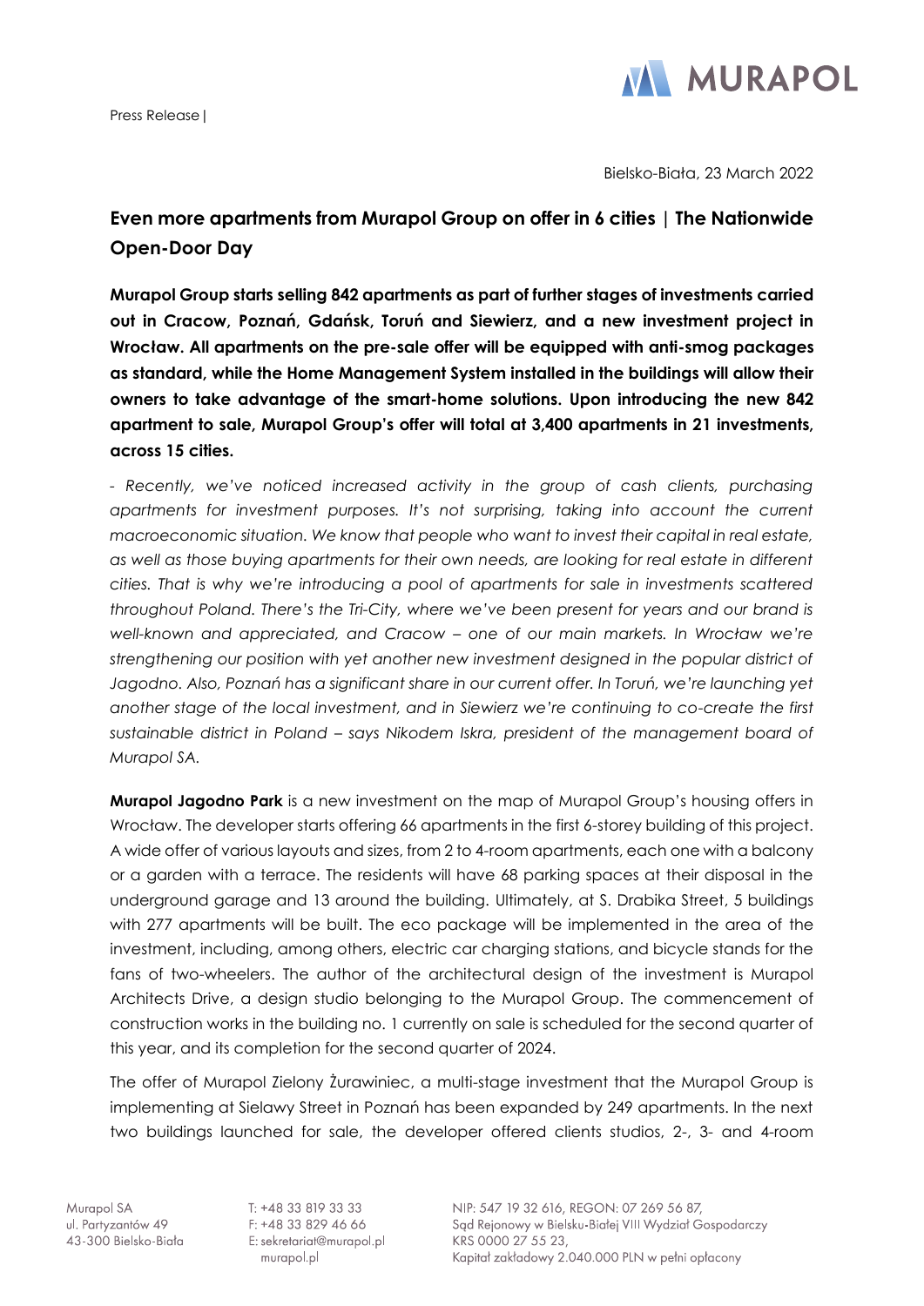Press Release |

Bielsko-Biała, 23 March 2022

## Even more apartments from Murapol Group on offer in 6 cities | The Nationwide Open-Door Day

**Murapol Group starts selling 842 apartments as part of further stages of investments carried out in Cracow, Poznań, Gdańsk, Toruń and Siewierz, and a new investment project in Wrocław. All apartments on the pre-sale offer will be equipped with anti-smog packages as standard, while the Home Management System installed in the buildings will allow their owners to take advantage of the smart-home solutions. Upon introducing the new 842 apartment to sale, Murapol Group's offer will total at 3,400 apartments in 21 investments, across 15 cities.**

*- Recently, we've noticed increased activity in the group of cash clients, purchasing apartments for investment purposes. It's not surprising, taking into account the current macroeconomic situation. We know that people who want to invest their capital in real estate, as well as those buying apartments for their own needs, are looking for real estate in different cities. That is why we're introducing a pool of apartments for sale in investments scattered throughout Poland. There's the Tri-City, where we've been present for years and our brand is well-known and appreciated, and Cracow – one of our main markets. In Wrocław we're strengthening our position with yet another new investment designed in the popular district of Jagodno. Also, Poznań has a significant share in our current offer. In Toruń, we're launching yet another stage of the local investment, and in Siewierz we're continuing to co-create the first sustainable district in Poland – says Nikodem Iskra, president of the management board of Murapol SA.*

**Murapol Jagodno Park** is a new investment on the map of Murapol Group's housing offers in Wrocław. The developer starts offering 66 apartments in the first 6-storey building of this project. A wide offer of various layouts and sizes, from 2 to 4-room apartments, each one with a balcony or a garden with a terrace. The residents will have 68 parking spaces at their disposal in the underground garage and 13 around the building. Ultimately, at S. Drabika Street, 5 buildings with 277 apartments will be built. The eco package will be implemented in the area of the investment, including, among others, electric car charging stations, and bicycle stands for the fans of two-wheelers. The author of the architectural design of the investment is Murapol Architects Drive, a design studio belonging to the Murapol Group. The commencement of construction works in the building no. 1 currently on sale is scheduled for the second quarter of this year, and its completion for the second quarter of 2024.

The offer of Murapol Zielony Żurawiniec, a multi-stage investment that the Murapol Group is implementing at Sielawy Street in Poznań has been expanded by 249 apartments. In the next two buildings launched for sale, the developer offered clients studios, 2-, 3- and 4-room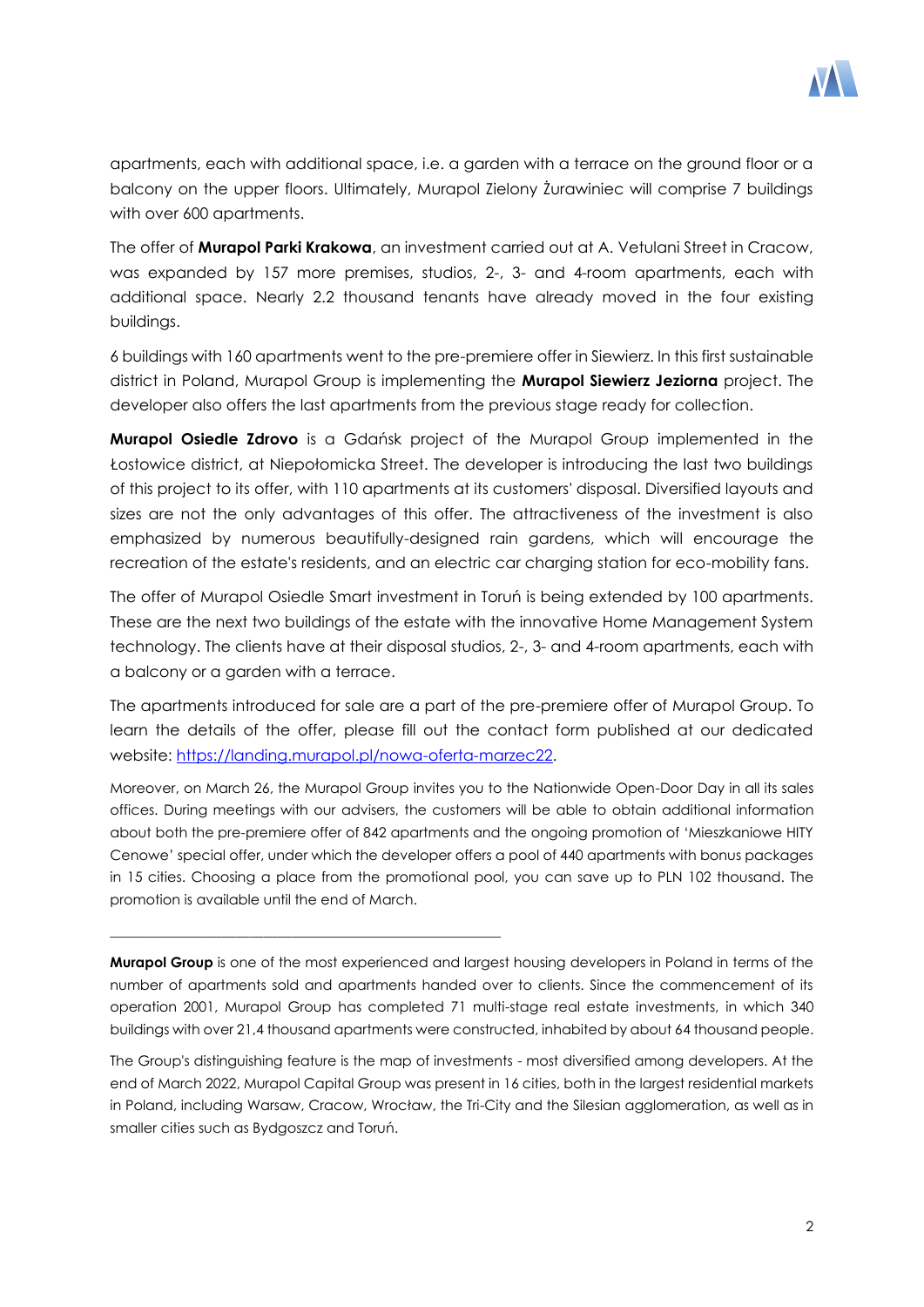apartments, each with additional space, i.e. a garden with a terrace on the ground floor or a balcony on the upper floors. Ultimately, Murapol Zielony Żurawiniec will comprise 7 buildings with over 600 apartments.

The offer of **Murapol Parki Krakowa**, an investment carried out at A. Vetulani Street in Cracow, was expanded by 157 more premises, studios, 2-, 3- and 4-room apartments, each with additional space. Nearly 2.2 thousand tenants have already moved in the four existing buildings.

6 buildings with 160 apartments went to the pre-premiere offer in Siewierz. In this first sustainable district in Poland, Murapol Group is implementing the **Murapol Siewierz Jeziorna** project. The developer also offers the last apartments from the previous stage ready for collection.

**Murapol Osiedle Zdrovo** is a Gdańsk project of the Murapol Group implemented in the Łostowice district, at Niepołomicka Street. The developer is introducing the last two buildings of this project to its offer, with 110 apartments at its customers' disposal. Diversified layouts and sizes are not the only advantages of this offer. The attractiveness of the investment is also emphasized by numerous beautifully-designed rain gardens, which will encourage the recreation of the estate's residents, and an electric car charging station for eco-mobility fans.

The offer of Murapol Osiedle Smart investment in Toruń is being extended by 100 apartments. These are the next two buildings of the estate with the innovative Home Management System technology. The clients have at their disposal studios, 2-, 3- and 4-room apartments, each with a balcony or a garden with a terrace.

The apartments introduced for sale are a part of the pre-premiere offer of Murapol Group. To learn the details of the offer, please fill out the contact form published at our dedicated website: [https://landing.murapol.pl/nowa-oferta-marzec22](https://landing.murapol.pl/nowa-oferta-marzec22).

Moreover, on March 26, the Murapol Group invites you to the Nationwide Open-Door Day in all its sales offices. During meetings with our advisers, the customers will be able to obtain additional information about both the pre-premiere offer of 842 apartments and the ongoing promotion of 'Mieszkaniowe HITY Cenowe' special offer, under which the developer offers a pool of 440 apartments with bonus packages in 15 cities. Choosing a place from the promotional pool, you can save up to PLN 102 thousand. The promotion is available until the end of March.

---

**Murapol Group** is one of the most experienced and largest housing developers in Poland in terms of the number of apartments sold and apartments handed over to clients. Since the commencement of its operation 2001, Murapol Group has completed 71 multi-stage real estate investments, in which 340 buildings with over 21,4 thousand apartments were constructed, inhabited by about 64 thousand people.

The Group's distinguishing feature is the map of investments - most diversified among developers. At the end of March 2022, Murapol Capital Group was present in 16 cities, both in the largest residential markets in Poland, including Warsaw, Cracow, Wrocław, the Tri-City and the Silesian agglomeration, as well as in smaller cities such as Bydgoszcz and Toruń.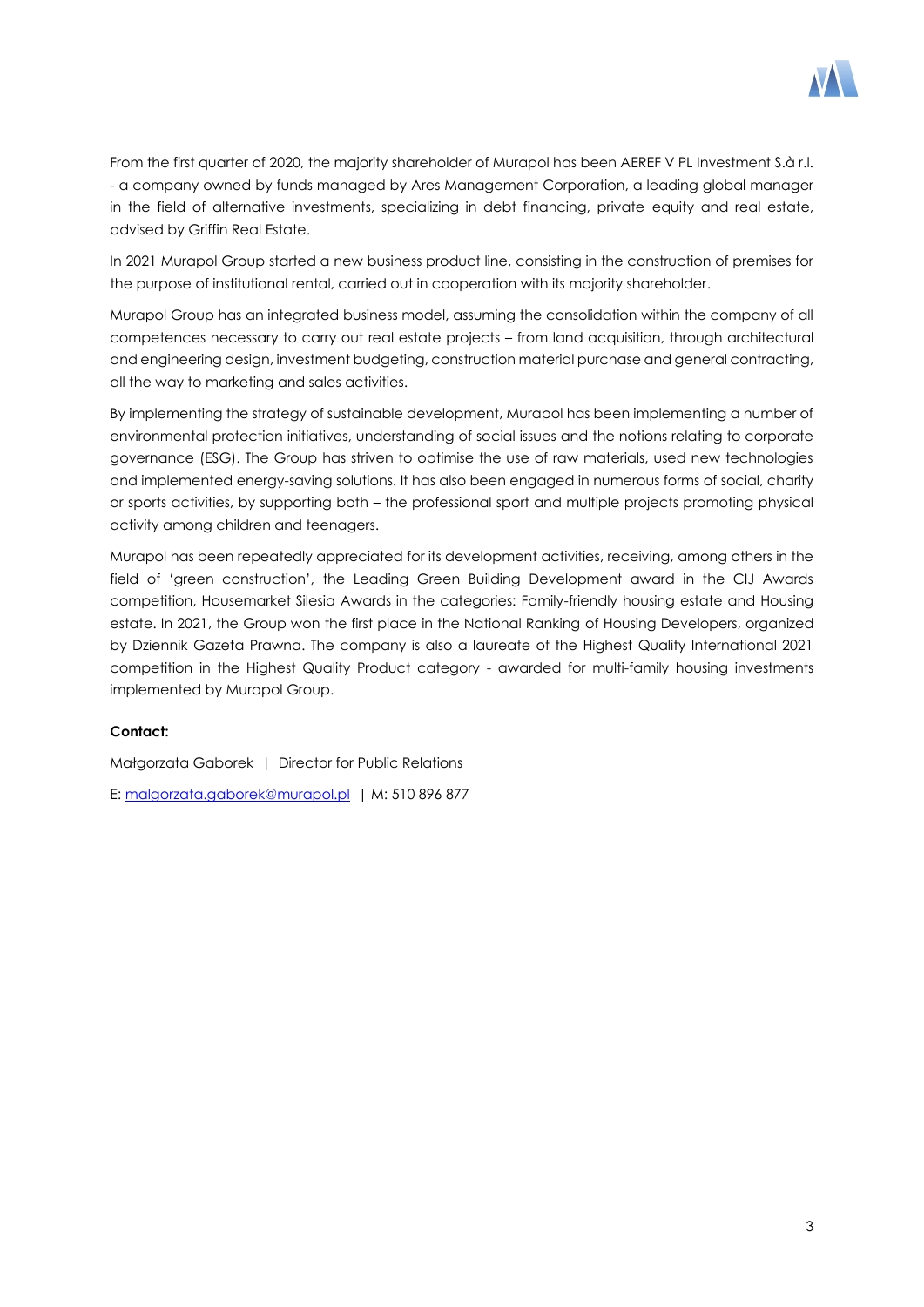From the first quarter of 2020, the majority shareholder of Murapol has been AEREF V PL Investment S.à r.l. - a company owned by funds managed by Ares Management Corporation, a leading global manager in the field of alternative investments, specializing in debt financing, private equity and real estate, advised by Griffin Real Estate.

In 2021 Murapol Group started a new business product line, consisting in the construction of premises for the purpose of institutional rental, carried out in cooperation with its majority shareholder.

Murapol Group has an integrated business model, assuming the consolidation within the company of all competences necessary to carry out real estate projects – from land acquisition, through architectural and engineering design, investment budgeting, construction material purchase and general contracting, all the way to marketing and sales activities.

By implementing the strategy of sustainable development, Murapol has been implementing a number of environmental protection initiatives, understanding of social issues and the notions relating to corporate governance (ESG). The Group has striven to optimise the use of raw materials, used new technologies and implemented energy-saving solutions. It has also been engaged in numerous forms of social, charity or sports activities, by supporting both – the professional sport and multiple projects promoting physical activity among children and teenagers.

Murapol has been repeatedly appreciated for its development activities, receiving, among others in the field of 'green construction', the Leading Green Building Development award in the CIJ Awards competition, Housemarket Silesia Awards in the categories: Family-friendly housing estate and Housing estate. In 2021, the Group won the first place in the National Ranking of Housing Developers, organized by Dziennik Gazeta Prawna. The company is also a laureate of the Highest Quality International 2021 competition in the Highest Quality Product category - awarded for multi-family housing investments implemented by Murapol Group.

**Contact:**

Małgorzata Gaborek | Director for Public Relations

E: malgorzata.gaborek@murapol.pl | M: 510 896 877